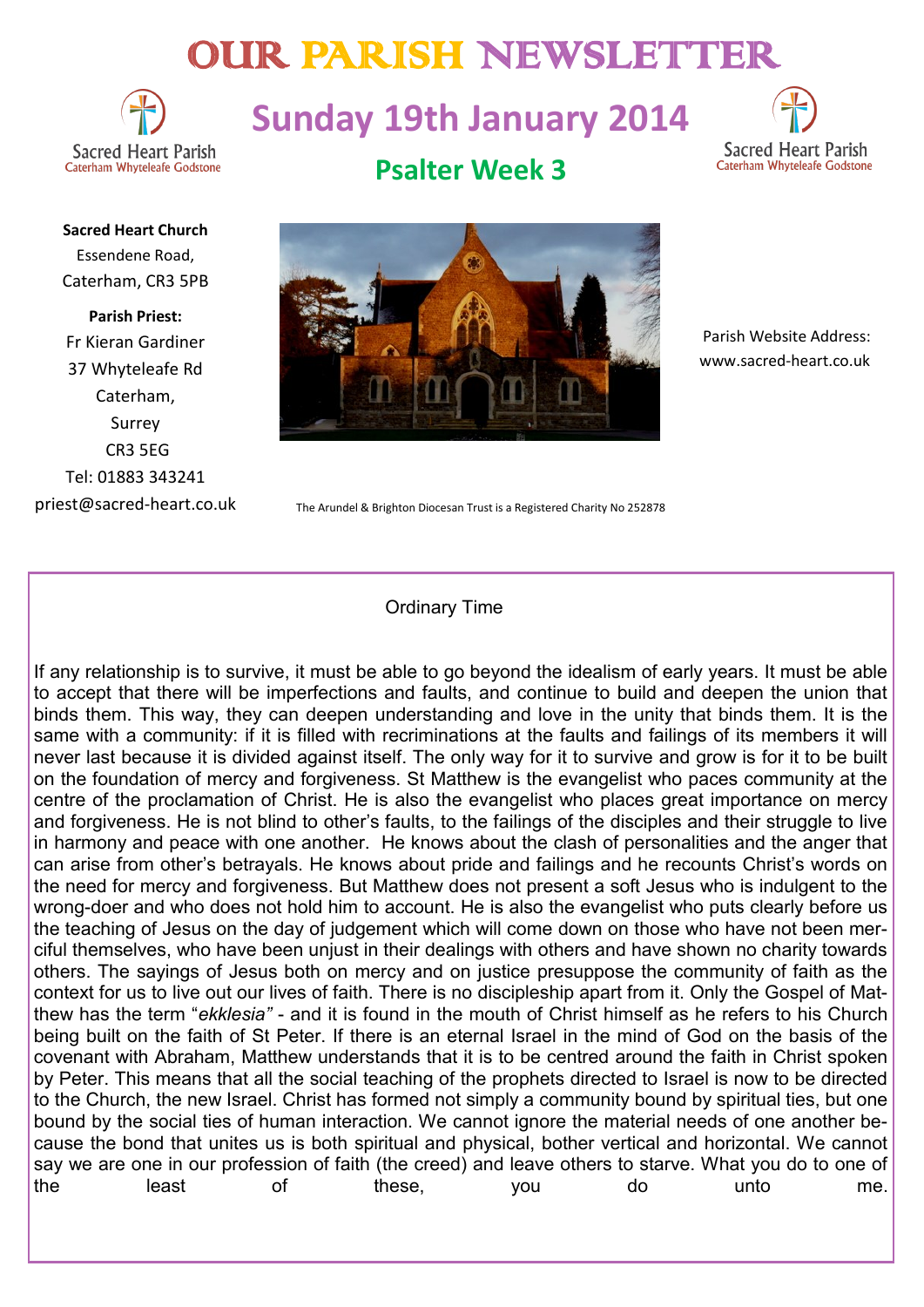# OUR PARISH NEWSLETTER

## Sunday 19th January 2014

### Psalter Week 3

Sacred Heart Parish
Caterham Whyteleafe Godstone

**Sacred Heart Church**
Essendene Road,
Caterham, CR3 5PB

**Parish Priest:**
Fr Kieran Gardiner
37 Whyteleafe Rd
Caterham,
Surrey
CR3 5EG
Tel: 01883 343241
priest@sacred-heart.co.uk

Parish Website Address:
www.sacred-heart.co.uk

The Arundel & Brighton Diocesan Trust is a Registered Charity No 252878

Ordinary Time

If any relationship is to survive, it must be able to go beyond the idealism of early years. It must be able to accept that there will be imperfections and faults, and continue to build and deepen the union that binds them. This way, they can deepen understanding and love in the unity that binds them. It is the same with a community: if it is filled with recriminations at the faults and failings of its members it will never last because it is divided against itself. The only way for it to survive and grow is for it to be built on the foundation of mercy and forgiveness. St Matthew is the evangelist who paces community at the centre of the proclamation of Christ. He is also the evangelist who places great importance on mercy and forgiveness. He is not blind to other's faults, to the failings of the disciples and their struggle to live in harmony and peace with one another. He knows about the clash of personalities and the anger that can arise from other's betrayals. He knows about pride and failings and he recounts Christ's words on the need for mercy and forgiveness. But Matthew does not present a soft Jesus who is indulgent to the wrong-doer and who does not hold him to account. He is also the evangelist who puts clearly before us the teaching of Jesus on the day of judgement which will come down on those who have not been merciful themselves, who have been unjust in their dealings with others and have shown no charity towards others. The sayings of Jesus both on mercy and on justice presuppose the community of faith as the context for us to live out our lives of faith. There is no discipleship apart from it. Only the Gospel of Matthew has the term "*ekklesia"* - and it is found in the mouth of Christ himself as he refers to his Church being built on the faith of St Peter. If there is an eternal Israel in the mind of God on the basis of the covenant with Abraham, Matthew understands that it is to be centred around the faith in Christ spoken by Peter. This means that all the social teaching of the prophets directed to Israel is now to be directed to the Church, the new Israel. Christ has formed not simply a community bound by spiritual ties, but one bound by the social ties of human interaction. We cannot ignore the material needs of one another because the bond that unites us is both spiritual and physical, bother vertical and horizontal. We cannot say we are one in our profession of faith (the creed) and leave others to starve. What you do to one of the least of these, you do unto me.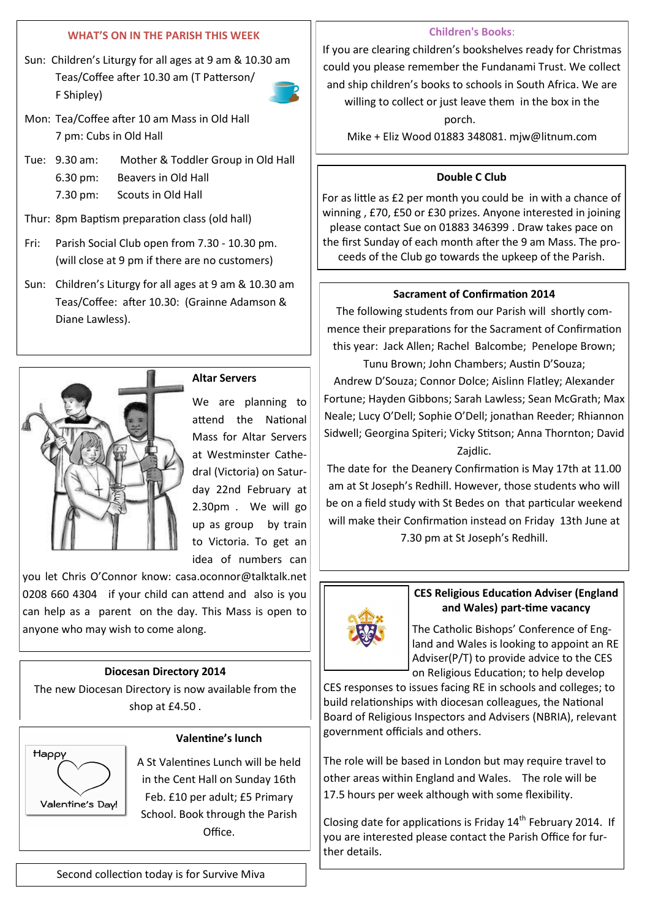## WHAT'S ON IN THE PARISH THIS WEEK

Sun: Children's Liturgy for all ages at 9 am & 10.30 am
Teas/Coffee after 10.30 am (T Patterson/ F Shipley)

Mon: Tea/Coffee after 10 am Mass in Old Hall
7 pm: Cubs in Old Hall

Tue: 9.30 am: Mother & Toddler Group in Old Hall
6.30 pm: Beavers in Old Hall
7.30 pm: Scouts in Old Hall

Thur: 8pm Baptism preparation class (old hall)

Fri: Parish Social Club open from 7.30 - 10.30 pm. (will close at 9 pm if there are no customers)

Sun: Children's Liturgy for all ages at 9 am & 10.30 am
Teas/Coffee: after 10.30: (Grainne Adamson & Diane Lawless).

### Altar Servers

We are planning to attend the National Mass for Altar Servers at Westminster Cathedral (Victoria) on Saturday 22nd February at 2.30pm . We will go up as group by train to Victoria. To get an idea of numbers can you let Chris O'Connor know: casa.oconnor@talktalk.net 0208 660 4304 if your child can attend and also is you can help as a parent on the day. This Mass is open to anyone who may wish to come along.

### Diocesan Directory 2014

The new Diocesan Directory is now available from the shop at £4.50 .

### Valentine's lunch

A St Valentines Lunch will be held in the Cent Hall on Sunday 16th Feb. £10 per adult; £5 Primary School. Book through the Parish Office.

Second collection today is for Survive Miva

### Children's Books:

If you are clearing children's bookshelves ready for Christmas could you please remember the Fundanami Trust. We collect and ship children's books to schools in South Africa. We are willing to collect or just leave them in the box in the porch.

Mike + Eliz Wood 01883 348081. mjw@litnum.com

### Double C Club

For as little as £2 per month you could be in with a chance of winning , £70, £50 or £30 prizes. Anyone interested in joining please contact Sue on 01883 346399 . Draw takes pace on the first Sunday of each month after the 9 am Mass. The proceeds of the Club go towards the upkeep of the Parish.

### Sacrament of Confirmation 2014

The following students from our Parish will shortly commence their preparations for the Sacrament of Confirmation this year: Jack Allen; Rachel Balcombe; Penelope Brown; Tunu Brown; John Chambers; Austin D'Souza; Andrew D'Souza; Connor Dolce; Aislinn Flatley; Alexander Fortune; Hayden Gibbons; Sarah Lawless; Sean McGrath; Max Neale; Lucy O'Dell; Sophie O'Dell; jonathan Reeder; Rhiannon Sidwell; Georgina Spiteri; Vicky Stitson; Anna Thornton; David Zajdlic.

The date for the Deanery Confirmation is May 17th at 11.00 am at St Joseph's Redhill. However, those students who will be on a field study with St Bedes on that particular weekend will make their Confirmation instead on Friday 13th June at 7.30 pm at St Joseph's Redhill.

### CES Religious Education Adviser (England and Wales) part-time vacancy

The Catholic Bishops' Conference of England and Wales is looking to appoint an RE Adviser(P/T) to provide advice to the CES on Religious Education; to help develop CES responses to issues facing RE in schools and colleges; to build relationships with diocesan colleagues, the National Board of Religious Inspectors and Advisers (NBRIA), relevant government officials and others.

The role will be based in London but may require travel to other areas within England and Wales. The role will be 17.5 hours per week although with some flexibility.

Closing date for applications is Friday 14th February 2014. If you are interested please contact the Parish Office for further details.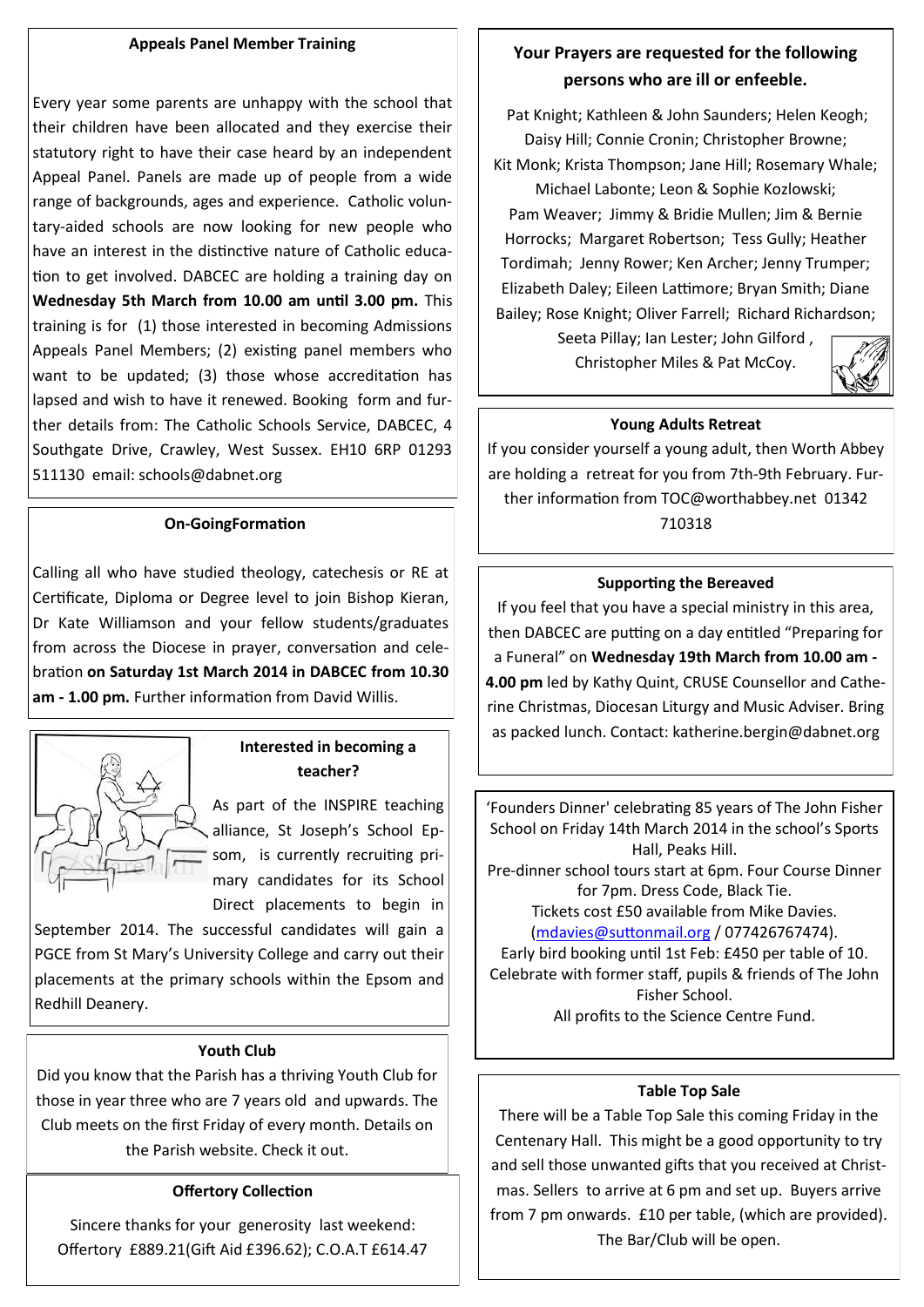### Appeals Panel Member Training

Every year some parents are unhappy with the school that their children have been allocated and they exercise their statutory right to have their case heard by an independent Appeal Panel. Panels are made up of people from a wide range of backgrounds, ages and experience. Catholic voluntary-aided schools are now looking for new people who have an interest in the distinctive nature of Catholic education to get involved. DABCEC are holding a training day on **Wednesday 5th March from 10.00 am until 3.00 pm.** This training is for (1) those interested in becoming Admissions Appeals Panel Members; (2) existing panel members who want to be updated; (3) those whose accreditation has lapsed and wish to have it renewed. Booking form and further details from: The Catholic Schools Service, DABCEC, 4 Southgate Drive, Crawley, West Sussex. EH10 6RP 01293 511130 email: schools@dabnet.org

### On-GoingFormation

Calling all who have studied theology, catechesis or RE at Certificate, Diploma or Degree level to join Bishop Kieran, Dr Kate Williamson and your fellow students/graduates from across the Diocese in prayer, conversation and celebration **on Saturday 1st March 2014 in DABCEC from 10.30 am - 1.00 pm.** Further information from David Willis.

### Interested in becoming a teacher?

As part of the INSPIRE teaching alliance, St Joseph's School Epsom, is currently recruiting primary candidates for its School Direct placements to begin in September 2014. The successful candidates will gain a PGCE from St Mary's University College and carry out their placements at the primary schools within the Epsom and Redhill Deanery.

### Youth Club

Did you know that the Parish has a thriving Youth Club for those in year three who are 7 years old and upwards. The Club meets on the first Friday of every month. Details on the Parish website. Check it out.

### Offertory Collection

Sincere thanks for your generosity last weekend: Offertory £889.21(Gift Aid £396.62); C.O.A.T £614.47

### Your Prayers are requested for the following persons who are ill or enfeeble.

Pat Knight; Kathleen & John Saunders; Helen Keogh; Daisy Hill; Connie Cronin; Christopher Browne; Kit Monk; Krista Thompson; Jane Hill; Rosemary Whale; Michael Labonte; Leon & Sophie Kozlowski; Pam Weaver; Jimmy & Bridie Mullen; Jim & Bernie Horrocks; Margaret Robertson; Tess Gully; Heather Tordimah; Jenny Rower; Ken Archer; Jenny Trumper; Elizabeth Daley; Eileen Lattimore; Bryan Smith; Diane Bailey; Rose Knight; Oliver Farrell; Richard Richardson; Seeta Pillay; Ian Lester; John Gilford , Christopher Miles & Pat McCoy.

### Young Adults Retreat

If you consider yourself a young adult, then Worth Abbey are holding a retreat for you from 7th-9th February. Further information from TOC@worthabbey.net 01342 710318

### Supporting the Bereaved

If you feel that you have a special ministry in this area, then DABCEC are putting on a day entitled "Preparing for a Funeral" on **Wednesday 19th March from 10.00 am - 4.00 pm** led by Kathy Quint, CRUSE Counsellor and Catherine Christmas, Diocesan Liturgy and Music Adviser. Bring as packed lunch. Contact: katherine.bergin@dabnet.org

'Founders Dinner' celebrating 85 years of The John Fisher School on Friday 14th March 2014 in the school's Sports Hall, Peaks Hill.
Pre-dinner school tours start at 6pm. Four Course Dinner for 7pm. Dress Code, Black Tie.
Tickets cost £50 available from Mike Davies. (mdavies@suttonmail.org / 077426767474).
Early bird booking until 1st Feb: £450 per table of 10.
Celebrate with former staff, pupils & friends of The John Fisher School.
All profits to the Science Centre Fund.

### Table Top Sale

There will be a Table Top Sale this coming Friday in the Centenary Hall. This might be a good opportunity to try and sell those unwanted gifts that you received at Christmas. Sellers to arrive at 6 pm and set up. Buyers arrive from 7 pm onwards. £10 per table, (which are provided). The Bar/Club will be open.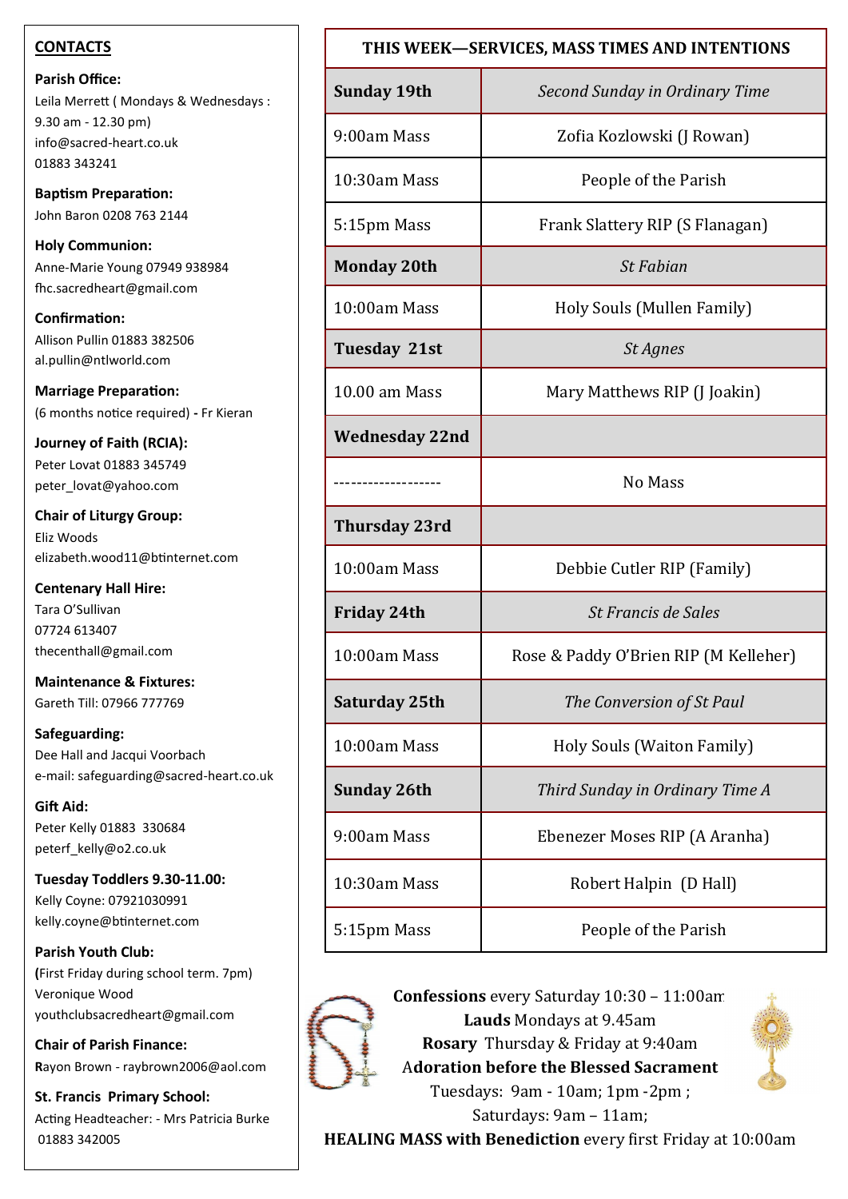## CONTACTS

**Parish Office:**
Leila Merrett ( Mondays & Wednesdays : 9.30 am - 12.30 pm)
info@sacred-heart.co.uk
01883 343241

**Baptism Preparation:**
John Baron 0208 763 2144

**Holy Communion:**
Anne-Marie Young 07949 938984
fhc.sacredheart@gmail.com

**Confirmation:**
Allison Pullin 01883 382506
al.pullin@ntlworld.com

**Marriage Preparation:**
(6 months notice required) **-** Fr Kieran

**Journey of Faith (RCIA):**
Peter Lovat 01883 345749
peter_lovat@yahoo.com

**Chair of Liturgy Group:**
Eliz Woods
elizabeth.wood11@btinternet.com

**Centenary Hall Hire:**
Tara O'Sullivan
07724 613407
thecenthall@gmail.com

**Maintenance & Fixtures:**
Gareth Till: 07966 777769

**Safeguarding:**
Dee Hall and Jacqui Voorbach
e-mail: safeguarding@sacred-heart.co.uk

**Gift Aid:**
Peter Kelly 01883 330684
peterf_kelly@o2.co.uk

**Tuesday Toddlers 9.30-11.00:**
Kelly Coyne: 07921030991
kelly.coyne@btinternet.com

**Parish Youth Club:**
**(**First Friday during school term. 7pm)
Veronique Wood
youthclubsacredheart@gmail.com

**Chair of Parish Finance:**
**R**ayon Brown - raybrown2006@aol.com

**St. Francis Primary School:**
Acting Headteacher: - Mrs Patricia Burke
01883 342005

## THIS WEEK—SERVICES, MASS TIMES AND INTENTIONS

| | |
|---|---|
| **Sunday 19th** | *Second Sunday in Ordinary Time* |
| 9:00am Mass | Zofia Kozlowski (J Rowan) |
| 10:30am Mass | People of the Parish |
| 5:15pm Mass | Frank Slattery RIP (S Flanagan) |
| **Monday 20th** | *St Fabian* |
| 10:00am Mass | Holy Souls (Mullen Family) |
| **Tuesday 21st** | *St Agnes* |
| 10.00 am Mass | Mary Matthews RIP (J Joakin) |
| **Wednesday 22nd** | |
| ------------------- | No Mass |
| **Thursday 23rd** | |
| 10:00am Mass | Debbie Cutler RIP (Family) |
| **Friday 24th** | *St Francis de Sales* |
| 10:00am Mass | Rose & Paddy O'Brien RIP (M Kelleher) |
| **Saturday 25th** | *The Conversion of St Paul* |
| 10:00am Mass | Holy Souls (Waiton Family) |
| **Sunday 26th** | *Third Sunday in Ordinary Time A* |
| 9:00am Mass | Ebenezer Moses RIP (A Aranha) |
| 10:30am Mass | Robert Halpin (D Hall) |
| 5:15pm Mass | People of the Parish |

**Confessions** every Saturday 10:30 – 11:00am
**Lauds** Mondays at 9.45am
**Rosary** Thursday & Friday at 9:40am
**Adoration before the Blessed Sacrament**
Tuesdays: 9am - 10am; 1pm -2pm ;
Saturdays: 9am – 11am;
**HEALING MASS with Benediction** every first Friday at 10:00am